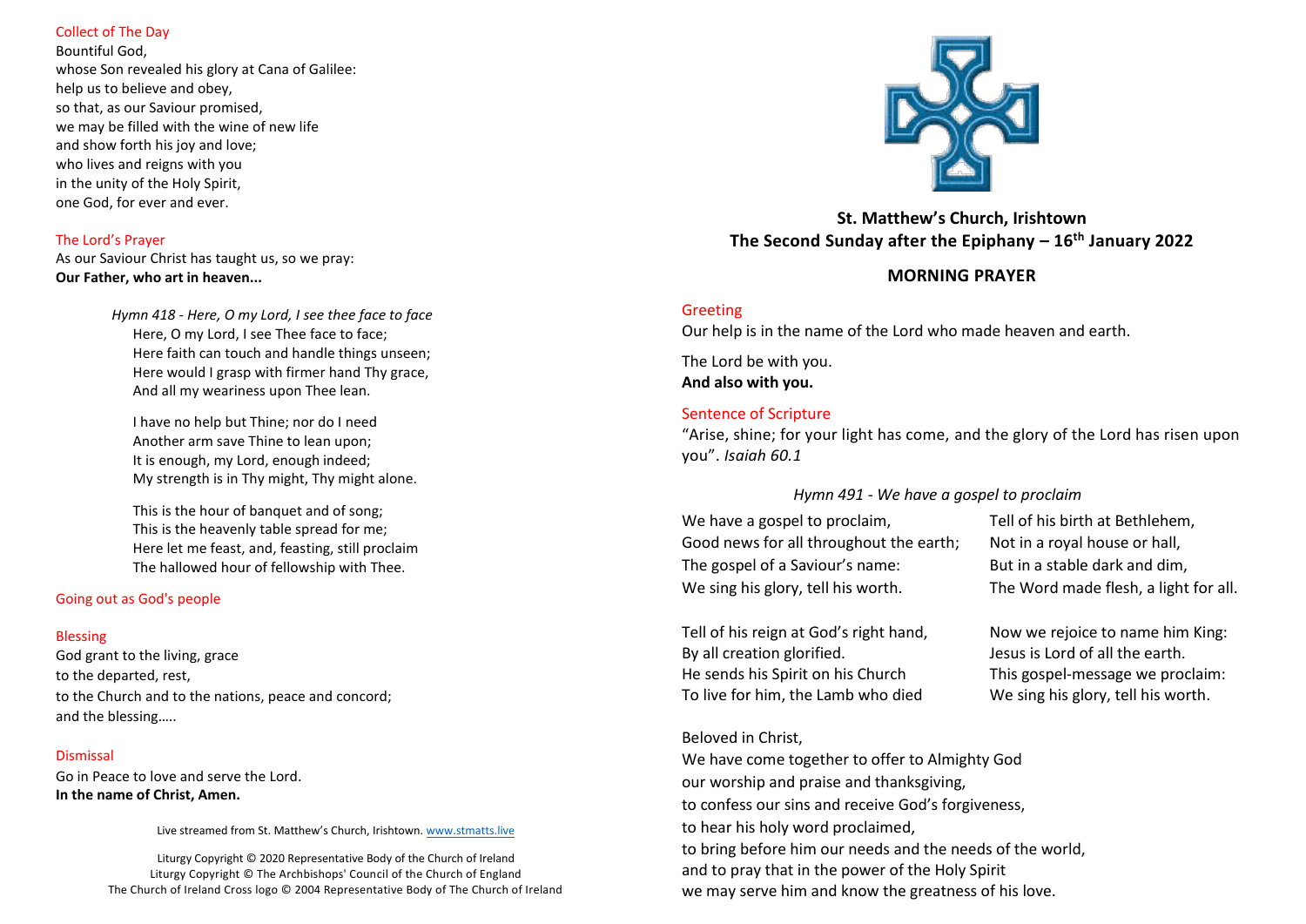Collect of The Day

Bountiful God,
whose Son revealed his glory at Cana of Galilee:
help us to believe and obey,
so that, as our Saviour promised,
we may be filled with the wine of new life
and show forth his joy and love;
who lives and reigns with you
in the unity of the Holy Spirit,
one God, for ever and ever.

The Lord's Prayer

As our Saviour Christ has taught us, so we pray:
**Our Father, who art in heaven...**

*Hymn 418 - Here, O my Lord, I see thee face to face*

Here, O my Lord, I see Thee face to face;
Here faith can touch and handle things unseen;
Here would I grasp with firmer hand Thy grace,
And all my weariness upon Thee lean.

I have no help but Thine; nor do I need
Another arm save Thine to lean upon;
It is enough, my Lord, enough indeed;
My strength is in Thy might, Thy might alone.

This is the hour of banquet and of song;
This is the heavenly table spread for me;
Here let me feast, and, feasting, still proclaim
The hallowed hour of fellowship with Thee.

Going out as God's people

Blessing

God grant to the living, grace
to the departed, rest,
to the Church and to the nations, peace and concord;
and the blessing…..

Dismissal

Go in Peace to love and serve the Lord.
**In the name of Christ, Amen.**

Live streamed from St. Matthew's Church, Irishtown. www.stmatts.live

Liturgy Copyright © 2020 Representative Body of the Church of Ireland
Liturgy Copyright © The Archbishops' Council of the Church of England
The Church of Ireland Cross logo © 2004 Representative Body of The Church of Ireland

## St. Matthew's Church, Irishtown
## The Second Sunday after the Epiphany – 16th January 2022

## MORNING PRAYER

Greeting

Our help is in the name of the Lord who made heaven and earth.

The Lord be with you.
**And also with you.**

Sentence of Scripture

"Arise, shine; for your light has come, and the glory of the Lord has risen upon you". *Isaiah 60.1*

*Hymn 491 - We have a gospel to proclaim*

We have a gospel to proclaim,
Good news for all throughout the earth;
The gospel of a Saviour's name:
We sing his glory, tell his worth.

Tell of his birth at Bethlehem,
Not in a royal house or hall,
But in a stable dark and dim,
The Word made flesh, a light for all.

Tell of his reign at God's right hand,
By all creation glorified.
He sends his Spirit on his Church
To live for him, the Lamb who died

Now we rejoice to name him King:
Jesus is Lord of all the earth.
This gospel-message we proclaim:
We sing his glory, tell his worth.

Beloved in Christ,
We have come together to offer to Almighty God
our worship and praise and thanksgiving,
to confess our sins and receive God's forgiveness,
to hear his holy word proclaimed,
to bring before him our needs and the needs of the world,
and to pray that in the power of the Holy Spirit
we may serve him and know the greatness of his love.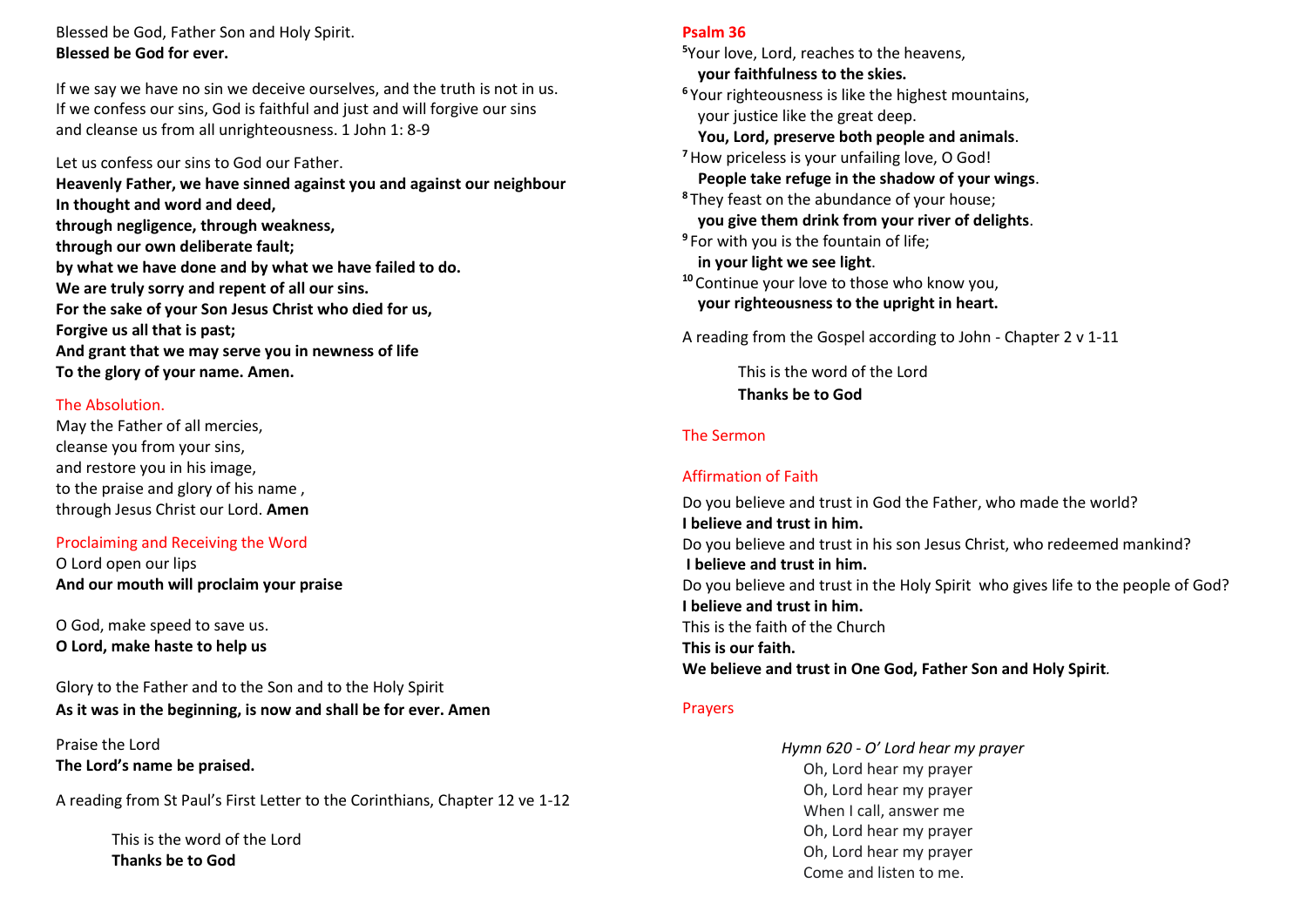Blessed be God, Father Son and Holy Spirit.
**Blessed be God for ever.**

If we say we have no sin we deceive ourselves, and the truth is not in us.
If we confess our sins, God is faithful and just and will forgive our sins
and cleanse us from all unrighteousness. 1 John 1: 8-9

Let us confess our sins to God our Father.
**Heavenly Father, we have sinned against you and against our neighbour**
**In thought and word and deed,**
**through negligence, through weakness,**
**through our own deliberate fault;**
**by what we have done and by what we have failed to do.**
**We are truly sorry and repent of all our sins.**
**For the sake of your Son Jesus Christ who died for us,**
**Forgive us all that is past;**
**And grant that we may serve you in newness of life**
**To the glory of your name. Amen.**

## The Absolution.

May the Father of all mercies,
cleanse you from your sins,
and restore you in his image,
to the praise and glory of his name ,
through Jesus Christ our Lord. **Amen**

## Proclaiming and Receiving the Word

O Lord open our lips
**And our mouth will proclaim your praise**

O God, make speed to save us.
**O Lord, make haste to help us**

Glory to the Father and to the Son and to the Holy Spirit
**As it was in the beginning, is now and shall be for ever. Amen**

Praise the Lord
**The Lord's name be praised.**

A reading from St Paul's First Letter to the Corinthians, Chapter 12 ve 1-12

This is the word of the Lord
**Thanks be to God**

## Psalm 36

[5]Your love, Lord, reaches to the heavens,
**your faithfulness to the skies.**
[6] Your righteousness is like the highest mountains,
your justice like the great deep.
**You, Lord, preserve both people and animals**.
[7] How priceless is your unfailing love, O God!
**People take refuge in the shadow of your wings**.
[8] They feast on the abundance of your house;
**you give them drink from your river of delights**.
[9] For with you is the fountain of life;
**in your light we see light**.
[10] Continue your love to those who know you,
**your righteousness to the upright in heart.**

A reading from the Gospel according to John - Chapter 2 v 1-11

This is the word of the Lord
**Thanks be to God**

## The Sermon

## Affirmation of Faith

Do you believe and trust in God the Father, who made the world?
**I believe and trust in him.**
Do you believe and trust in his son Jesus Christ, who redeemed mankind?
**I believe and trust in him.**
Do you believe and trust in the Holy Spirit who gives life to the people of God?
**I believe and trust in him.**
This is the faith of the Church
**This is our faith.**
**We believe and trust in One God, Father Son and Holy Spirit**.

## Prayers

*Hymn 620 - O' Lord hear my prayer*

Oh, Lord hear my prayer
Oh, Lord hear my prayer
When I call, answer me
Oh, Lord hear my prayer
Oh, Lord hear my prayer
Come and listen to me.